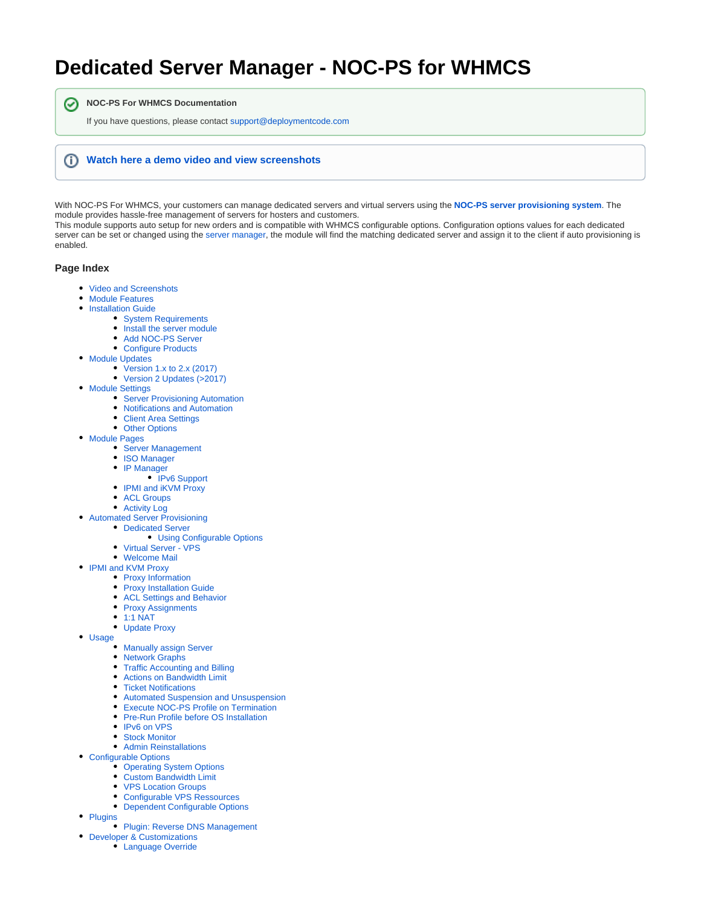# Dedicated Server Manager - NOC-PS for WHMCS

**NOC-PS For WHMCS Documentation**

If you have questions, please contact support@deploymentcode.com

**Watch here a demo video and view screenshots**

With NOC-PS For WHMCS, your customers can manage dedicated servers and virtual servers using the **NOC-PS server provisioning system**. The module provides hassle-free management of servers for hosters and customers.
This module supports auto setup for new orders and is compatible with WHMCS configurable options. Configuration options values for each dedicated server can be set or changed using the server manager, the module will find the matching dedicated server and assign it to the client if auto provisioning is enabled.

### Page Index

- Video and Screenshots
- Module Features
- Installation Guide
  - System Requirements
  - Install the server module
  - Add NOC-PS Server
  - Configure Products
- Module Updates
  - Version 1.x to 2.x (2017)
  - Version 2 Updates (>2017)
- Module Settings
  - Server Provisioning Automation
  - Notifications and Automation
  - Client Area Settings
  - Other Options
- Module Pages
  - Server Management
  - ISO Manager
  - IP Manager
    - IPv6 Support
  - IPMI and iKVM Proxy
  - ACL Groups
  - Activity Log
- Automated Server Provisioning
  - Dedicated Server
    - Using Configurable Options
  - Virtual Server - VPS
  - Welcome Mail
- IPMI and KVM Proxy
  - Proxy Information
  - Proxy Installation Guide
  - ACL Settings and Behavior
  - Proxy Assignments
  - 1:1 NAT
  - Update Proxy
- Usage
  - Manually assign Server
  - Network Graphs
  - Traffic Accounting and Billing
  - Actions on Bandwidth Limit
  - Ticket Notifications
  - Automated Suspension and Unsuspension
  - Execute NOC-PS Profile on Termination
  - Pre-Run Profile before OS Installation
  - IPv6 on VPS
  - Stock Monitor
  - Admin Reinstallations
- Configurable Options
  - Operating System Options
  - Custom Bandwidth Limit
  - VPS Location Groups
  - Configurable VPS Ressources
  - Dependent Configurable Options
- Plugins
  - Plugin: Reverse DNS Management
- Developer & Customizations
  - Language Override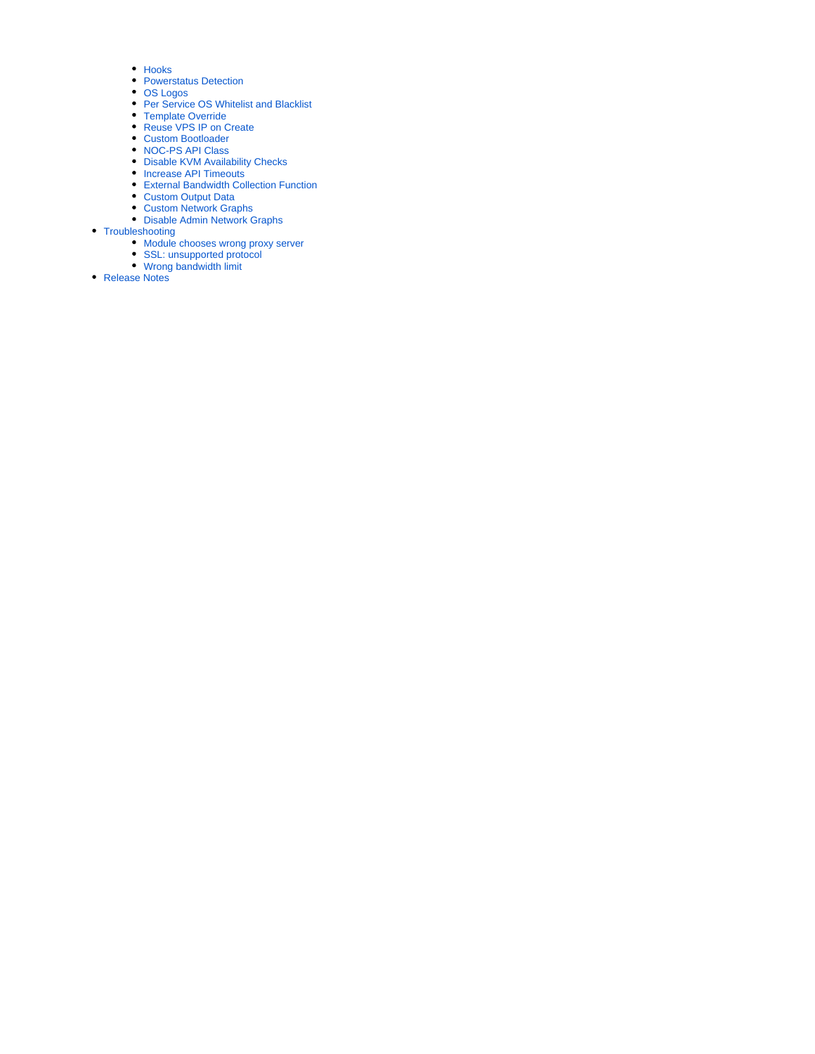- Hooks
    - Powerstatus Detection
    - OS Logos
    - Per Service OS Whitelist and Blacklist
    - Template Override
    - Reuse VPS IP on Create
    - Custom Bootloader
    - NOC-PS API Class
    - Disable KVM Availability Checks
    - Increase API Timeouts
    - External Bandwidth Collection Function
    - Custom Output Data
    - Custom Network Graphs
    - Disable Admin Network Graphs
- Troubleshooting
    - Module chooses wrong proxy server
    - SSL: unsupported protocol
    - Wrong bandwidth limit
- Release Notes